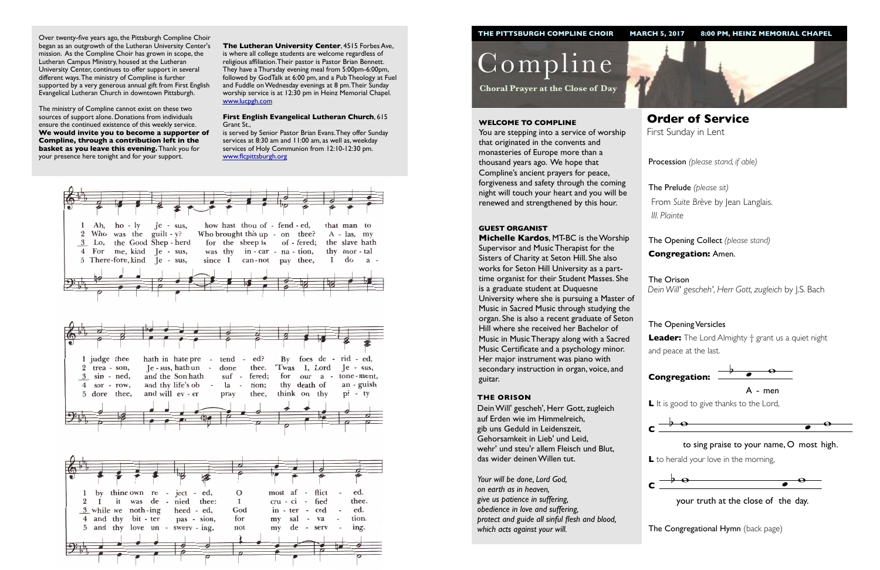Over twenty-five years ago, the Pittsburgh Compline Choir began as an outgrowth of the Lutheran University Center's mission. As the Compline Choir has grown in scope, the Lutheran Campus Ministry, housed at the Lutheran University Center, continues to offer support in several different ways. The ministry of Compline is further supported by a very generous annual gift from First English Evangelical Lutheran Church in downtown Pittsburgh.

The ministry of Compline cannot exist on these two sources of support alone. Donations from individuals ensure the continued existence of this weekly service. **We would invite you to become a supporter of Compline, through a contribution left in the basket as you leave this evening.** Thank you for your presence here tonight and for your support.

**The Lutheran University Center**, 4515 Forbes Ave, is where all college students are welcome regardless of religious affiliation. Their pastor is Pastor Brian Bennett. They have a Thursday evening meal from 5:00pm-6:00pm, followed by GodTalk at 6:00 pm, and a Pub Theology at Fuel and Fuddle on Wednesday evenings at 8 pm. Their Sunday worship service is at 12:30 pm in Heinz Memorial Chapel. www.lucpgh.com

**First English Evangelical Lutheran Church**, 615 Grant St., is served by Senior Pastor Brian Evans. They offer Sunday services at 8:30 am and 11:00 am, as well as, weekday services of Holy Communion from 12:10-12:30 pm. www.flcpittsburgh.org

1 Ah, holy Jesus, how hast thou offended, that man to judge thee hath in hate pretended? By foes derided, by thine own rejected, O most afflicted.

2 Who was the guilty? Who brought this upon thee? Alas, my treason, Jesus, hath undone thee. 'Twas I, Lord Jesus, I it was denied thee: I crucified thee.

3 Lo, the Good Shepherd for the sheep is offered; the slave hath sinned, and the Son hath suffered; for our atonement, while we nothing heeded, God interceded.

4 For me, kind Jesus, was thy incarnation, thy mortal sorrow, and thy life's oblation; thy death of anguish and thy bitter passion, for my salvation.

5 Therefore, kind Jesus, since I cannot pay thee, I do adore thee, and will ever pray thee, think on thy pity and thy love unswerving, not my deserving.

**THE PITTSBURGH COMPLINE CHOIR** **MARCH 5, 2017** **8:00 PM, HEINZ MEMORIAL CHAPEL**

# Compline

**Choral Prayer at the Close of Day**

## WELCOME TO COMPLINE

You are stepping into a service of worship that originated in the convents and monasteries of Europe more than a thousand years ago. We hope that Compline's ancient prayers for peace, forgiveness and safety through the coming night will touch your heart and you will be renewed and strengthened by this hour.

## GUEST ORGANIST

**Michelle Kardos**, MT-BC is the Worship Supervisor and Music Therapist for the Sisters of Charity at Seton Hill. She also works for Seton Hill University as a part-time organist for their Student Masses. She is a graduate student at Duquesne University where she is pursuing a Master of Music in Sacred Music through studying the organ. She is also a recent graduate of Seton Hill where she received her Bachelor of Music in Music Therapy along with a Sacred Music Certificate and a psychology minor. Her major instrument was piano with secondary instruction in organ, voice, and guitar.

## THE ORISON

Dein Will' gescheh', Herr Gott, zugleich
auf Erden wie im Himmelreich,
gib uns Geduld in Leidenszeit,
Gehorsamkeit in Lieb' und Leid,
wehr' und steu'r allem Fleisch und Blut,
das wider deinen Willen tut.

*Your will be done, Lord God,*
*on earth as in heaven,*
*give us patience in suffering,*
*obedience in love and suffering,*
*protect and guide all sinful flesh and blood,*
*which acts against your will.*

# Order of Service

First Sunday in Lent

Procession *(please stand, if able)*

The Prelude *(please sit)*
From *Suite Brève* by Jean Langlais.
*III. Plainte*

The Opening Collect *(please stand)*
**Congregation:** Amen.

The Orison
*Dein Will' gescheh', Herr Gott, zugleich* by J.S. Bach

The Opening Versicles
**Leader:** The Lord Almighty † grant us a quiet night and peace at the last.

**Congregation:** A - men

**L** It is good to give thanks to the Lord,

**C** to sing praise to your name, O most high.

**L** to herald your love in the morning,

**C** your truth at the close of the day.

The Congregational Hymn (back page)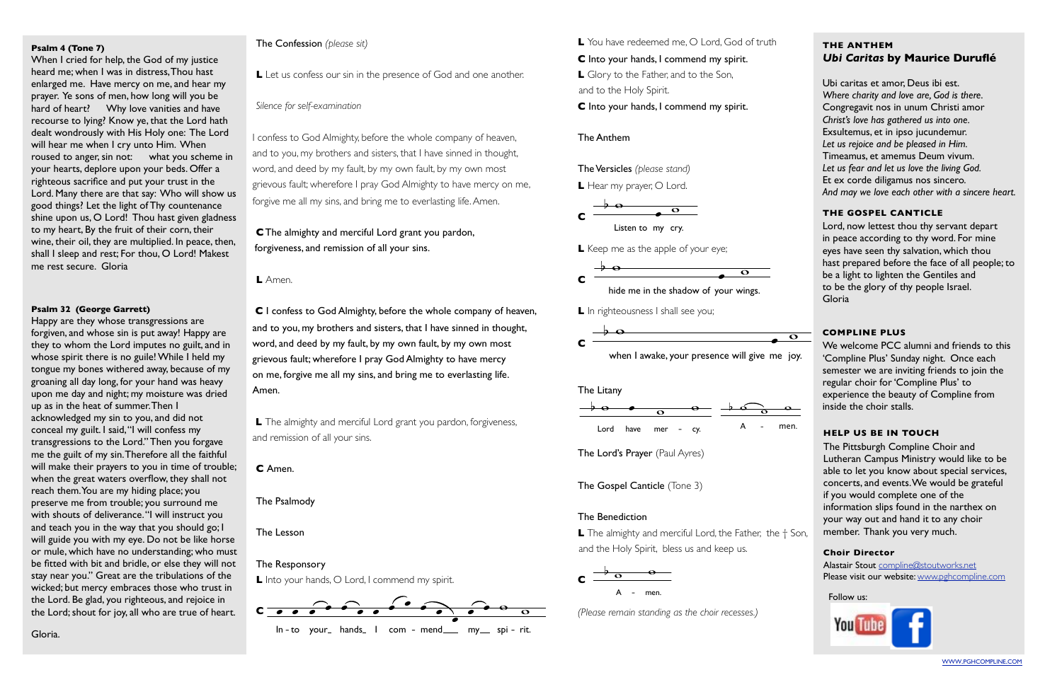**Psalm 4 (Tone 7)**

When I cried for help, the God of my justice heard me; when I was in distress, Thou hast enlarged me. Have mercy on me, and hear my prayer. Ye sons of men, how long will you be hard of heart? Why love vanities and have recourse to lying? Know ye, that the Lord hath dealt wondrously with His Holy one: The Lord will hear me when I cry unto Him. When roused to anger, sin not: what you scheme in your hearts, deplore upon your beds. Offer a righteous sacrifice and put your trust in the Lord. Many there are that say: Who will show us good things? Let the light of Thy countenance shine upon us, O Lord! Thou hast given gladness to my heart, By the fruit of their corn, their wine, their oil, they are multiplied. In peace, then, shall I sleep and rest; For thou, O Lord! Makest me rest secure. Gloria

**Psalm 32 (George Garrett)**

Happy are they whose transgressions are forgiven, and whose sin is put away! Happy are they to whom the Lord imputes no guilt, and in whose spirit there is no guile! While I held my tongue my bones withered away, because of my groaning all day long, for your hand was heavy upon me day and night; my moisture was dried up as in the heat of summer. Then I acknowledged my sin to you, and did not conceal my guilt. I said, "I will confess my transgressions to the Lord." Then you forgave me the guilt of my sin. Therefore all the faithful will make their prayers to you in time of trouble; when the great waters overflow, they shall not reach them. You are my hiding place; you preserve me from trouble; you surround me with shouts of deliverance. "I will instruct you and teach you in the way that you should go; I will guide you with my eye. Do not be like horse or mule, which have no understanding; who must be fitted with bit and bridle, or else they will not stay near you." Great are the tribulations of the wicked; but mercy embraces those who trust in the Lord. Be glad, you righteous, and rejoice in the Lord; shout for joy, all who are true of heart.

Gloria.

The Confession *(please sit)*

**L** Let us confess our sin in the presence of God and one another.

*Silence for self-examination*

I confess to God Almighty, before the whole company of heaven, and to you, my brothers and sisters, that I have sinned in thought, word, and deed by my fault, by my own fault, by my own most grievous fault; wherefore I pray God Almighty to have mercy on me, forgive me all my sins, and bring me to everlasting life. Amen.

**C** The almighty and merciful Lord grant you pardon, forgiveness, and remission of all your sins.

**L** Amen.

**C** I confess to God Almighty, before the whole company of heaven, and to you, my brothers and sisters, that I have sinned in thought, word, and deed by my fault, by my own fault, by my own most grievous fault; wherefore I pray God Almighty to have mercy on me, forgive me all my sins, and bring me to everlasting life. Amen.

**L** The almighty and merciful Lord grant you pardon, forgiveness, and remission of all your sins.

**C** Amen.

The Psalmody

The Lesson

The Responsory

**L** Into your hands, O Lord, I commend my spirit.

**C** In - to your_ hands_ I com - mend___ my__ spi - rit.

**L** You have redeemed me, O Lord, God of truth

**C** Into your hands, I commend my spirit.

**L** Glory to the Father, and to the Son, and to the Holy Spirit.

**C** Into your hands, I commend my spirit.

The Anthem

The Versicles *(please stand)*

**L** Hear my prayer, O Lord.

**C** Listen to my cry.

**L** Keep me as the apple of your eye;

**C** hide me in the shadow of your wings.

**L** In righteousness I shall see you;

**C** when I awake, your presence will give me joy.

The Litany

Lord have mer - cy. A - men.

The Lord's Prayer (Paul Ayres)

The Gospel Canticle (Tone 3)

The Benediction

**L** The almighty and merciful Lord, the Father, the † Son, and the Holy Spirit, bless us and keep us.

**C** A - men.

*(Please remain standing as the choir recesses.)*

## THE ANTHEM
## *Ubi Caritas* by Maurice Duruflé

Ubi caritas et amor, Deus ibi est.
*Where charity and love are, God is there.*
Congregavit nos in unum Christi amor
*Christ's love has gathered us into one.*
Exsultemus, et in ipso jucundemur.
*Let us rejoice and be pleased in Him.*
Timeamus, et amemus Deum vivum.
*Let us fear and let us love the living God.*
Et ex corde diligamus nos sincero.
*And may we love each other with a sincere heart.*

## THE GOSPEL CANTICLE

Lord, now lettest thou thy servant depart in peace according to thy word. For mine eyes have seen thy salvation, which thou hast prepared before the face of all people; to be a light to lighten the Gentiles and to be the glory of thy people Israel.
Gloria

## COMPLINE PLUS

We welcome PCC alumni and friends to this 'Compline Plus' Sunday night. Once each semester we are inviting friends to join the regular choir for 'Compline Plus' to experience the beauty of Compline from inside the choir stalls.

## HELP US BE IN TOUCH

The Pittsburgh Compline Choir and Lutheran Campus Ministry would like to be able to let you know about special services, concerts, and events. We would be grateful if you would complete one of the information slips found in the narthex on your way out and hand it to any choir member. Thank you very much.

**Choir Director**

Alastair Stout compline@stoutworks.net
Please visit our website: www.pghcompline.com

Follow us:

WWW.PGHCOMPLINE.COM